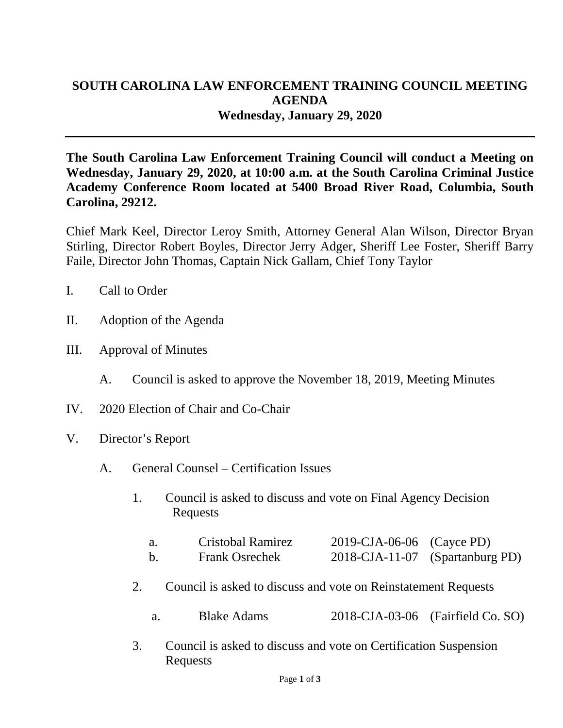# SOUTH CAROLINA LAW ENFORCEMENT TRAINING COUNCIL MEETING AGENDA
## Wednesday, January 29, 2020

---

**The South Carolina Law Enforcement Training Council will conduct a Meeting on Wednesday, January 29, 2020, at 10:00 a.m. at the South Carolina Criminal Justice Academy Conference Room located at 5400 Broad River Road, Columbia, South Carolina, 29212.**

Chief Mark Keel, Director Leroy Smith, Attorney General Alan Wilson, Director Bryan Stirling, Director Robert Boyles, Director Jerry Adger, Sheriff Lee Foster, Sheriff Barry Faile, Director John Thomas, Captain Nick Gallam, Chief Tony Taylor

I. Call to Order

II. Adoption of the Agenda

III. Approval of Minutes

   A. Council is asked to approve the November 18, 2019, Meeting Minutes

IV. 2020 Election of Chair and Co-Chair

V. Director's Report

   A. General Counsel – Certification Issues

      1. Council is asked to discuss and vote on Final Agency Decision Requests

         a. Cristobal Ramirez 2019-CJA-06-06 (Cayce PD)
         b. Frank Osrechek 2018-CJA-11-07 (Spartanburg PD)

      2. Council is asked to discuss and vote on Reinstatement Requests

         a. Blake Adams 2018-CJA-03-06 (Fairfield Co. SO)

      3. Council is asked to discuss and vote on Certification Suspension Requests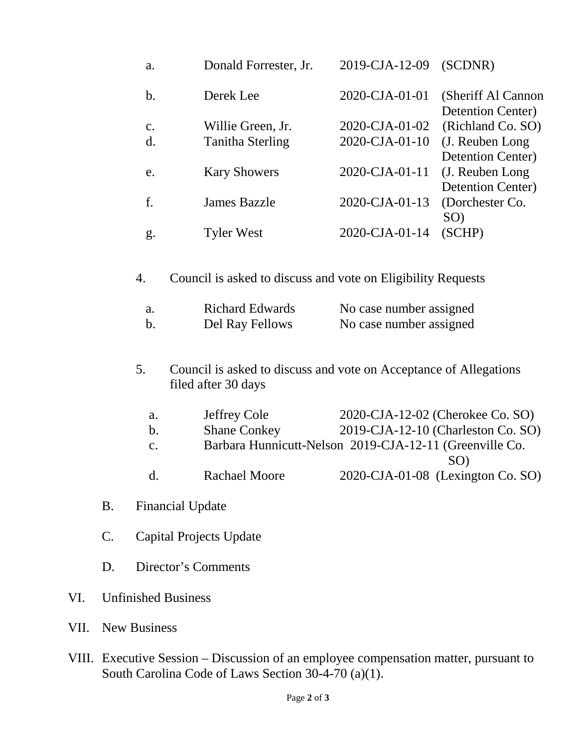a. Donald Forrester, Jr. 2019-CJA-12-09 (SCDNR)

b. Derek Lee 2020-CJA-01-01 (Sheriff Al Cannon Detention Center)

c. Willie Green, Jr. 2020-CJA-01-02 (Richland Co. SO)

d. Tanitha Sterling 2020-CJA-01-10 (J. Reuben Long Detention Center)

e. Kary Showers 2020-CJA-01-11 (J. Reuben Long Detention Center)

f. James Bazzle 2020-CJA-01-13 (Dorchester Co. SO)

g. Tyler West 2020-CJA-01-14 (SCHP)

4. Council is asked to discuss and vote on Eligibility Requests

a. Richard Edwards No case number assigned

b. Del Ray Fellows No case number assigned

5. Council is asked to discuss and vote on Acceptance of Allegations filed after 30 days

a. Jeffrey Cole 2020-CJA-12-02 (Cherokee Co. SO)

b. Shane Conkey 2019-CJA-12-10 (Charleston Co. SO)

c. Barbara Hunnicutt-Nelson 2019-CJA-12-11 (Greenville Co. SO)

d. Rachael Moore 2020-CJA-01-08 (Lexington Co. SO)

B. Financial Update

C. Capital Projects Update

D. Director's Comments

VI. Unfinished Business

VII. New Business

VIII. Executive Session – Discussion of an employee compensation matter, pursuant to South Carolina Code of Laws Section 30-4-70 (a)(1).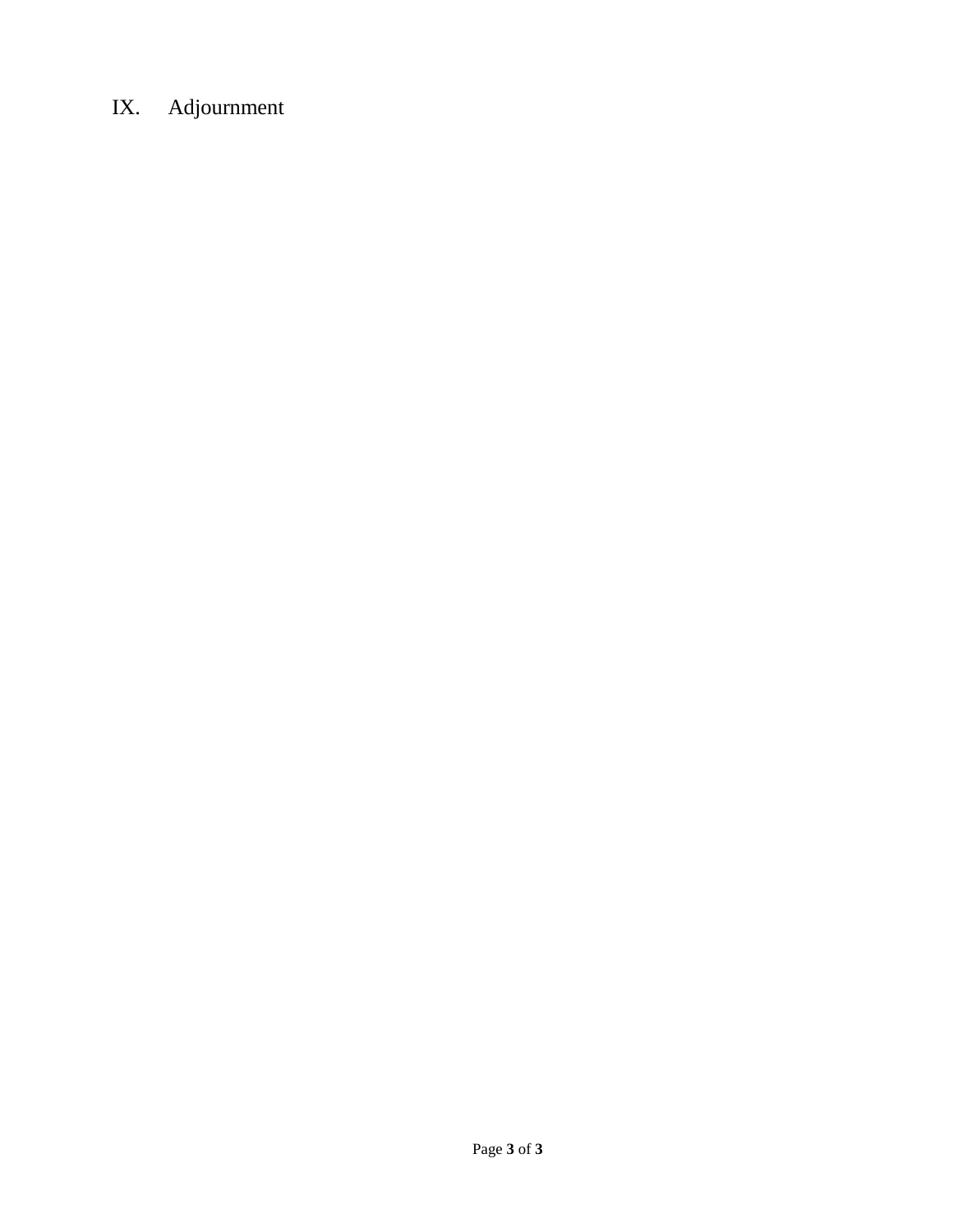IX. Adjournment